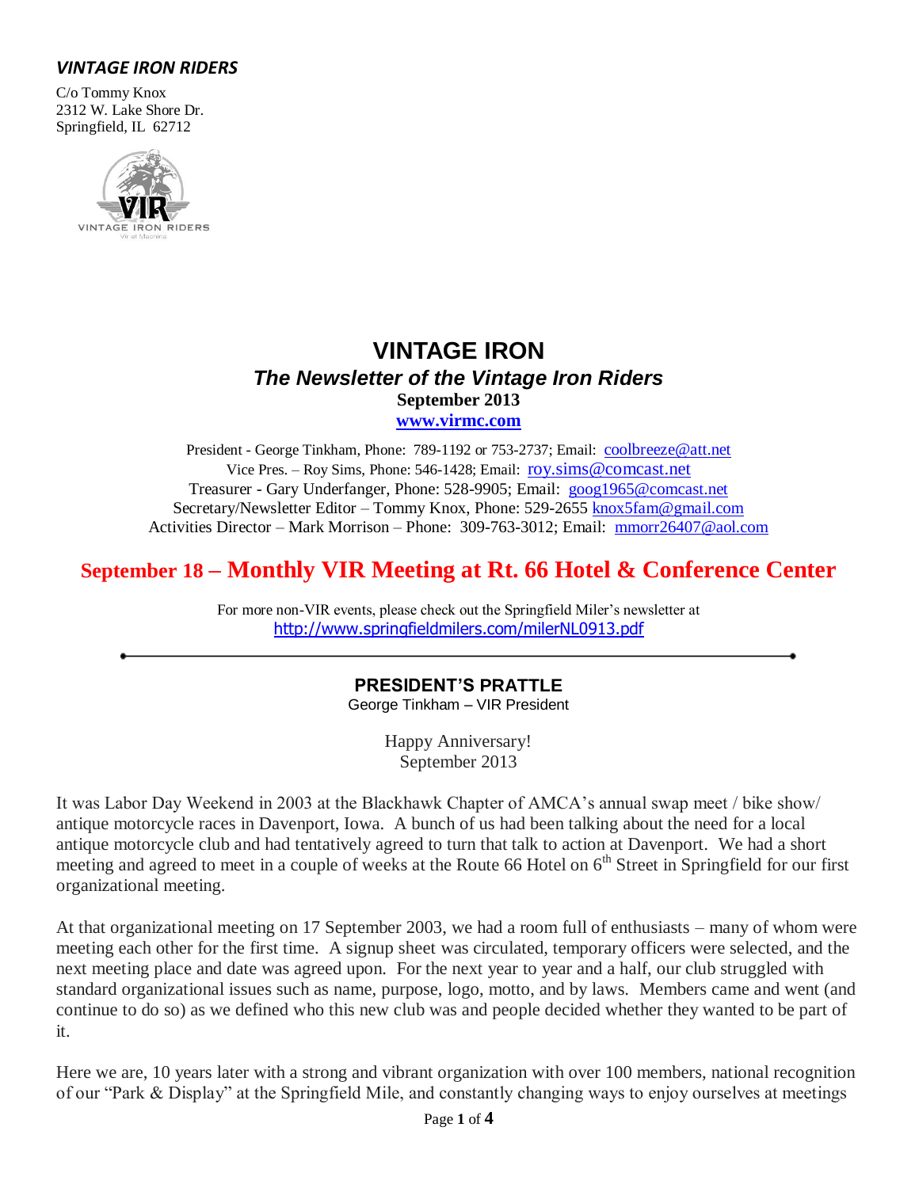***VINTAGE IRON RIDERS***

C/o Tommy Knox
2312 W. Lake Shore Dr.
Springfield, IL 62712

# VINTAGE IRON

## *The Newsletter of the Vintage Iron Riders*

**September 2013**

**[www.virmc.com](http://www.virmc.com)**

President - George Tinkham, Phone: 789-1192 or 753-2737; Email: coolbreeze@att.net
Vice Pres. – Roy Sims, Phone: 546-1428; Email: roy.sims@comcast.net
Treasurer - Gary Underfanger, Phone: 528-9905; Email: goog1965@comcast.net
Secretary/Newsletter Editor – Tommy Knox, Phone: 529-2655 knox5fam@gmail.com
Activities Director – Mark Morrison – Phone: 309-763-3012; Email: mmorr26407@aol.com

## September 18 – Monthly VIR Meeting at Rt. 66 Hotel & Conference Center

For more non-VIR events, please check out the Springfield Miler's newsletter at
http://www.springfieldmilers.com/milerNL0913.pdf

---

### PRESIDENT'S PRATTLE

George Tinkham – VIR President

Happy Anniversary!
September 2013

It was Labor Day Weekend in 2003 at the Blackhawk Chapter of AMCA's annual swap meet / bike show/ antique motorcycle races in Davenport, Iowa. A bunch of us had been talking about the need for a local antique motorcycle club and had tentatively agreed to turn that talk to action at Davenport. We had a short meeting and agreed to meet in a couple of weeks at the Route 66 Hotel on 6th Street in Springfield for our first organizational meeting.

At that organizational meeting on 17 September 2003, we had a room full of enthusiasts – many of whom were meeting each other for the first time. A signup sheet was circulated, temporary officers were selected, and the next meeting place and date was agreed upon. For the next year to year and a half, our club struggled with standard organizational issues such as name, purpose, logo, motto, and by laws. Members came and went (and continue to do so) as we defined who this new club was and people decided whether they wanted to be part of it.

Here we are, 10 years later with a strong and vibrant organization with over 100 members, national recognition of our "Park & Display" at the Springfield Mile, and constantly changing ways to enjoy ourselves at meetings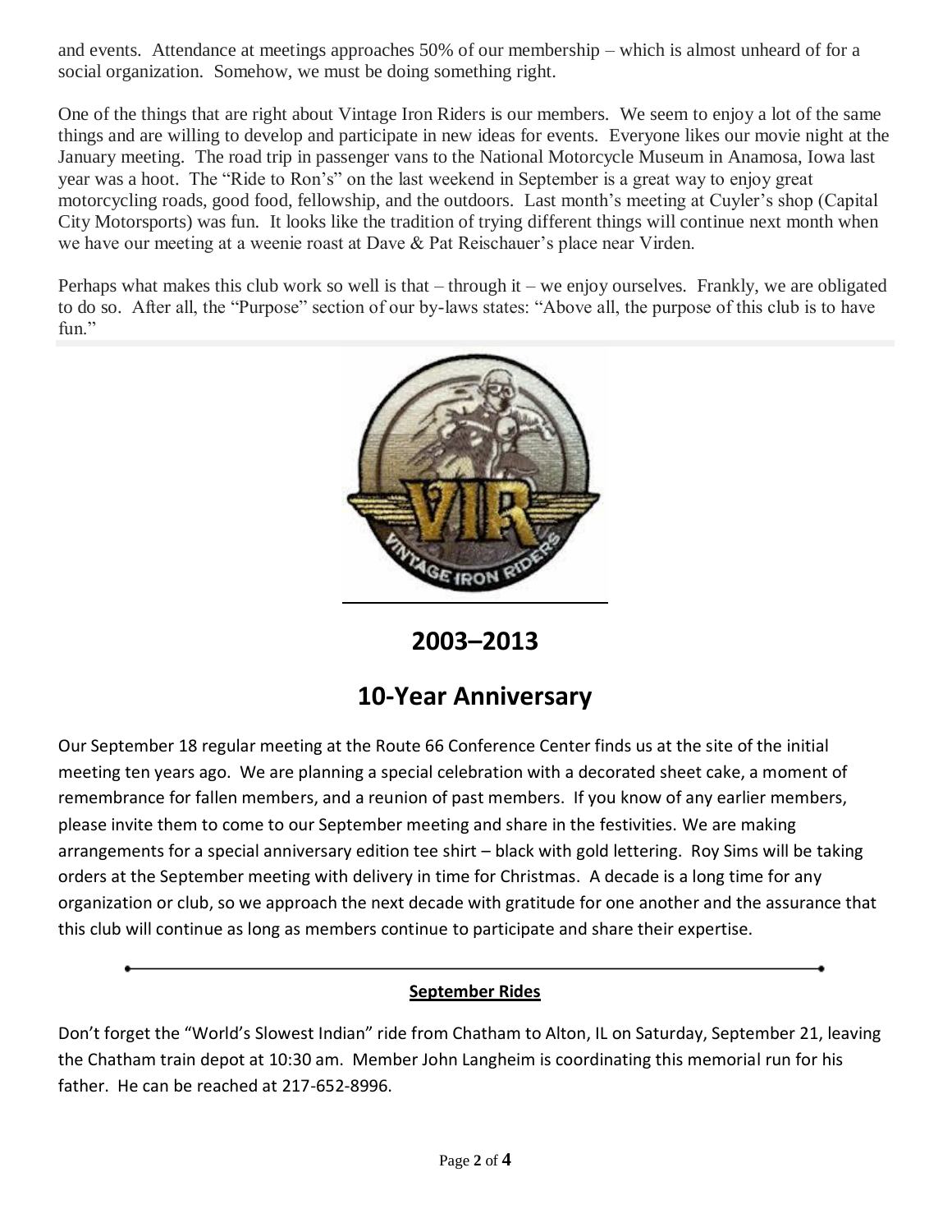and events. Attendance at meetings approaches 50% of our membership – which is almost unheard of for a social organization. Somehow, we must be doing something right.

One of the things that are right about Vintage Iron Riders is our members. We seem to enjoy a lot of the same things and are willing to develop and participate in new ideas for events. Everyone likes our movie night at the January meeting. The road trip in passenger vans to the National Motorcycle Museum in Anamosa, Iowa last year was a hoot. The "Ride to Ron's" on the last weekend in September is a great way to enjoy great motorcycling roads, good food, fellowship, and the outdoors. Last month's meeting at Cuyler's shop (Capital City Motorsports) was fun. It looks like the tradition of trying different things will continue next month when we have our meeting at a weenie roast at Dave & Pat Reischauer's place near Virden.

Perhaps what makes this club work so well is that – through it – we enjoy ourselves. Frankly, we are obligated to do so. After all, the "Purpose" section of our by-laws states: "Above all, the purpose of this club is to have fun."

## 2003–2013

## 10-Year Anniversary

Our September 18 regular meeting at the Route 66 Conference Center finds us at the site of the initial meeting ten years ago. We are planning a special celebration with a decorated sheet cake, a moment of remembrance for fallen members, and a reunion of past members. If you know of any earlier members, please invite them to come to our September meeting and share in the festivities. We are making arrangements for a special anniversary edition tee shirt – black with gold lettering. Roy Sims will be taking orders at the September meeting with delivery in time for Christmas. A decade is a long time for any organization or club, so we approach the next decade with gratitude for one another and the assurance that this club will continue as long as members continue to participate and share their expertise.

---

**September Rides**

Don't forget the "World's Slowest Indian" ride from Chatham to Alton, IL on Saturday, September 21, leaving the Chatham train depot at 10:30 am. Member John Langheim is coordinating this memorial run for his father. He can be reached at 217-652-8996.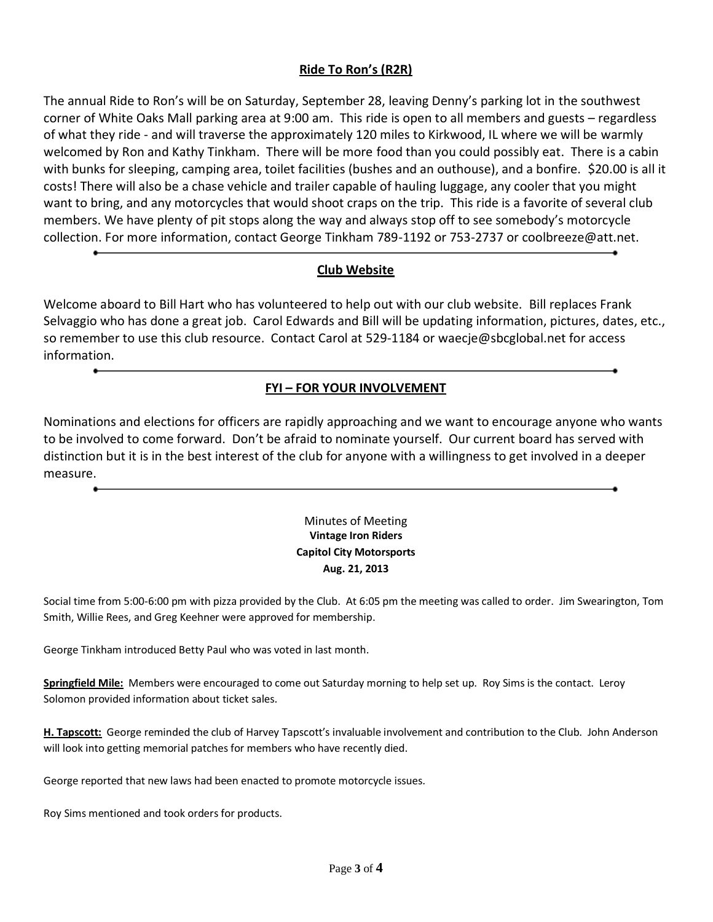## Ride To Ron's (R2R)

The annual Ride to Ron's will be on Saturday, September 28, leaving Denny's parking lot in the southwest corner of White Oaks Mall parking area at 9:00 am. This ride is open to all members and guests – regardless of what they ride - and will traverse the approximately 120 miles to Kirkwood, IL where we will be warmly welcomed by Ron and Kathy Tinkham. There will be more food than you could possibly eat. There is a cabin with bunks for sleeping, camping area, toilet facilities (bushes and an outhouse), and a bonfire. $20.00 is all it costs! There will also be a chase vehicle and trailer capable of hauling luggage, any cooler that you might want to bring, and any motorcycles that would shoot craps on the trip. This ride is a favorite of several club members. We have plenty of pit stops along the way and always stop off to see somebody's motorcycle collection. For more information, contact George Tinkham 789-1192 or 753-2737 or coolbreeze@att.net.

---

## Club Website

Welcome aboard to Bill Hart who has volunteered to help out with our club website. Bill replaces Frank Selvaggio who has done a great job. Carol Edwards and Bill will be updating information, pictures, dates, etc., so remember to use this club resource. Contact Carol at 529-1184 or waecje@sbcglobal.net for access information.

---

## FYI – FOR YOUR INVOLVEMENT

Nominations and elections for officers are rapidly approaching and we want to encourage anyone who wants to be involved to come forward. Don't be afraid to nominate yourself. Our current board has served with distinction but it is in the best interest of the club for anyone with a willingness to get involved in a deeper measure.

---

Minutes of Meeting
**Vintage Iron Riders**
**Capitol City Motorsports**
**Aug. 21, 2013**

Social time from 5:00-6:00 pm with pizza provided by the Club. At 6:05 pm the meeting was called to order. Jim Swearington, Tom Smith, Willie Rees, and Greg Keehner were approved for membership.

George Tinkham introduced Betty Paul who was voted in last month.

**Springfield Mile:** Members were encouraged to come out Saturday morning to help set up. Roy Sims is the contact. Leroy Solomon provided information about ticket sales.

**H. Tapscott:** George reminded the club of Harvey Tapscott's invaluable involvement and contribution to the Club. John Anderson will look into getting memorial patches for members who have recently died.

George reported that new laws had been enacted to promote motorcycle issues.

Roy Sims mentioned and took orders for products.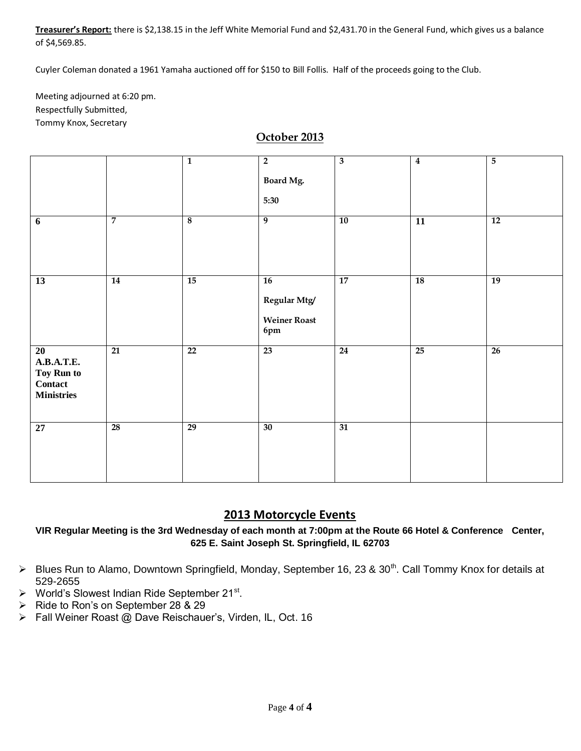**Treasurer's Report:** there is $2,138.15 in the Jeff White Memorial Fund and $2,431.70 in the General Fund, which gives us a balance of $4,569.85.

Cuyler Coleman donated a 1961 Yamaha auctioned off for $150 to Bill Follis. Half of the proceeds going to the Club.

Meeting adjourned at 6:20 pm.
Respectfully Submitted,
Tommy Knox, Secretary

## October 2013

| | | | | | | |
|---|---|---|---|---|---|---|
| | | 1 | 2<br>Board Mg.<br>5:30 | 3 | 4 | 5 |
| 6 | 7 | 8 | 9 | 10 | 11 | 12 |
| 13 | 14 | 15 | 16<br>Regular Mtg/<br>Weiner Roast 6pm | 17 | 18 | 19 |
| 20<br>A.B.A.T.E. Toy Run to Contact Ministries | 21 | 22 | 23 | 24 | 25 | 26 |
| 27 | 28 | 29 | 30 | 31 | | |

## 2013 Motorcycle Events

**VIR Regular Meeting is the 3rd Wednesday of each month at 7:00pm at the Route 66 Hotel & Conference Center, 625 E. Saint Joseph St. Springfield, IL 62703**

- Blues Run to Alamo, Downtown Springfield, Monday, September 16, 23 & 30th. Call Tommy Knox for details at 529-2655
- World's Slowest Indian Ride September 21st.
- Ride to Ron's on September 28 & 29
- Fall Weiner Roast @ Dave Reischauer's, Virden, IL, Oct. 16